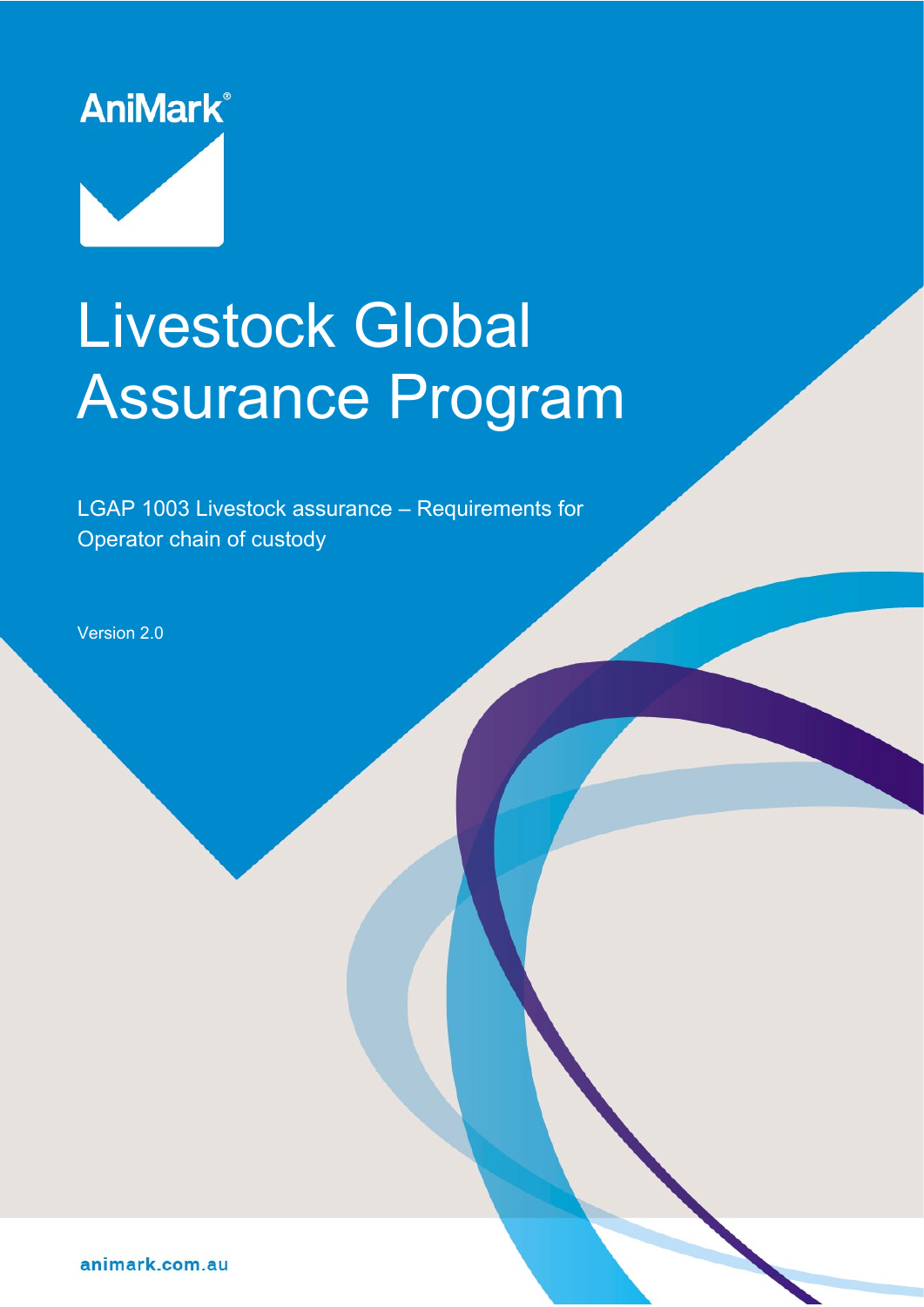AniMark®

# Livestock Global Assurance Program

LGAP 1003 Livestock assurance – Requirements for Operator chain of custody

Version 2.0

animark.com.au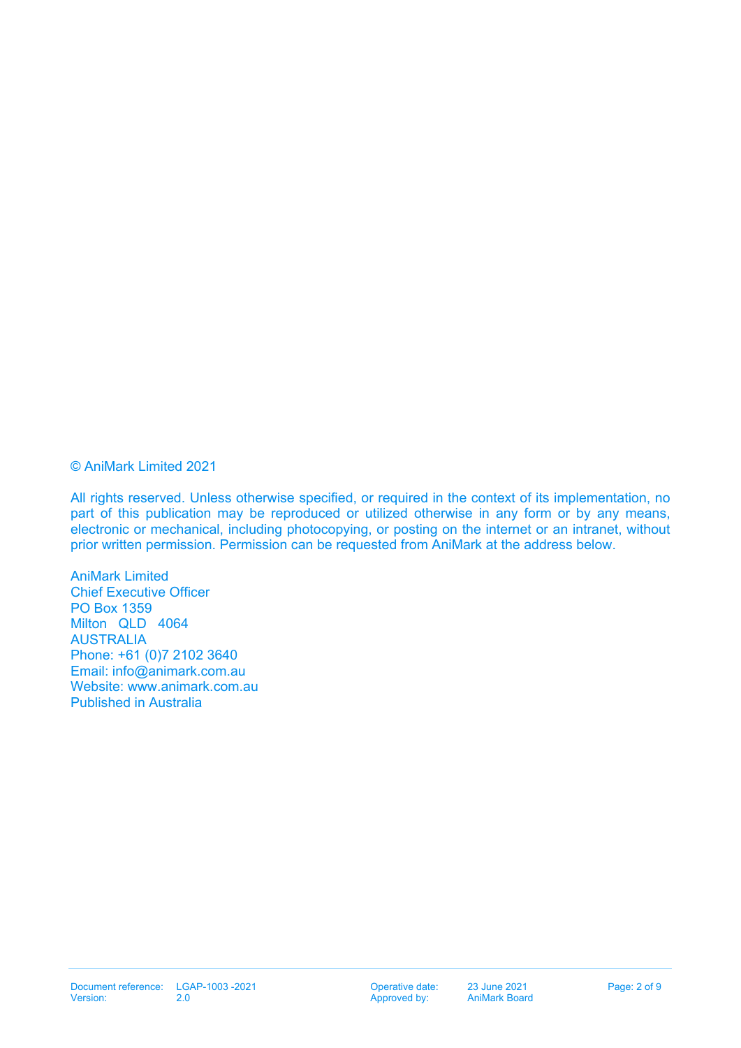© AniMark Limited 2021

All rights reserved. Unless otherwise specified, or required in the context of its implementation, no part of this publication may be reproduced or utilized otherwise in any form or by any means, electronic or mechanical, including photocopying, or posting on the internet or an intranet, without prior written permission. Permission can be requested from AniMark at the address below.

AniMark Limited
Chief Executive Officer
PO Box 1359
Milton QLD 4064
AUSTRALIA
Phone: +61 (0)7 2102 3640
Email: info@animark.com.au
Website: www.animark.com.au
Published in Australia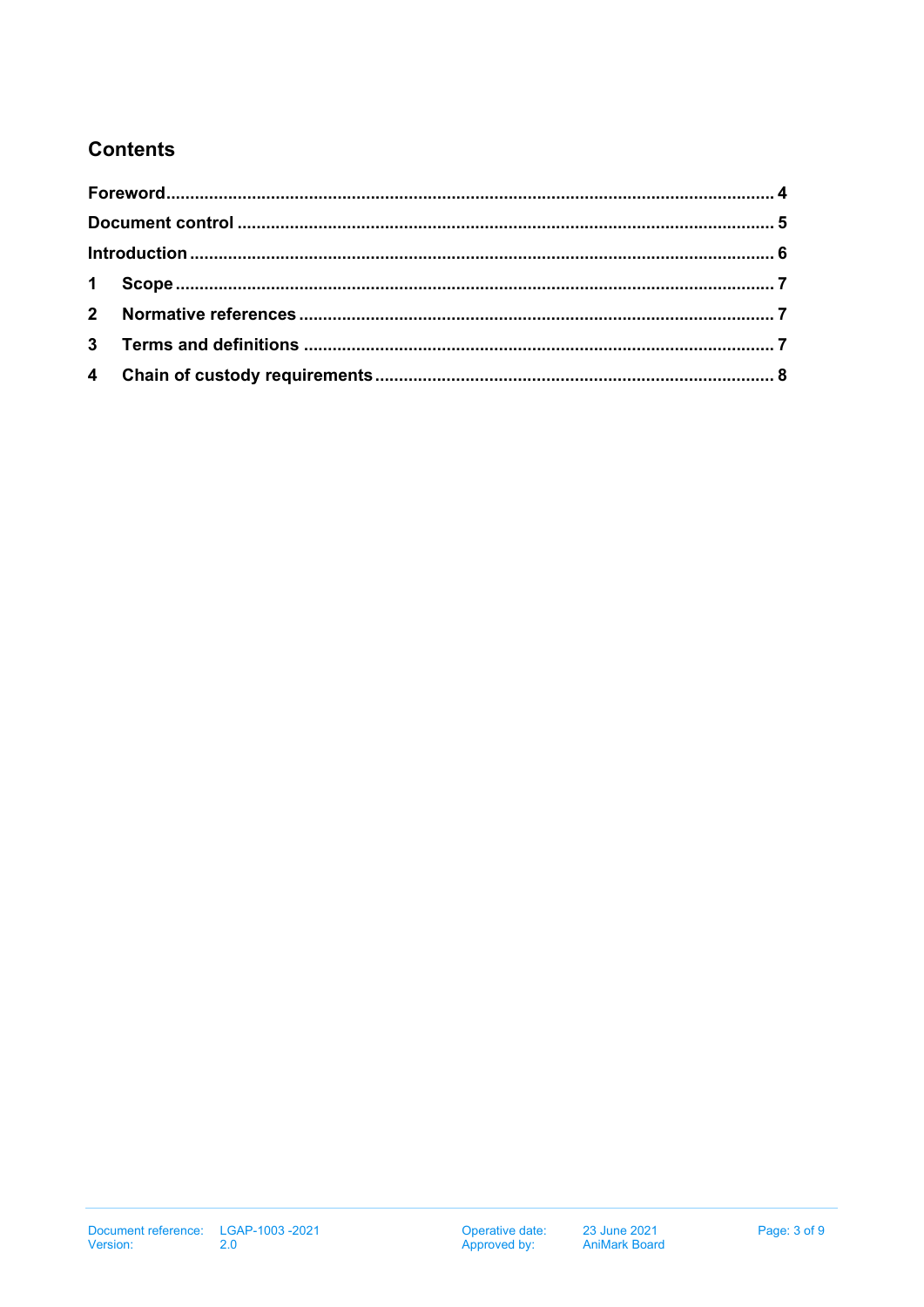## Contents

Foreword........................................................................................................................... 4

Document control ............................................................................................................ 5

Introduction ..................................................................................................................... 6

1 Scope ........................................................................................................................... 7

2 Normative references ................................................................................................. 7

3 Terms and definitions ................................................................................................. 7

4 Chain of custody requirements .................................................................................. 8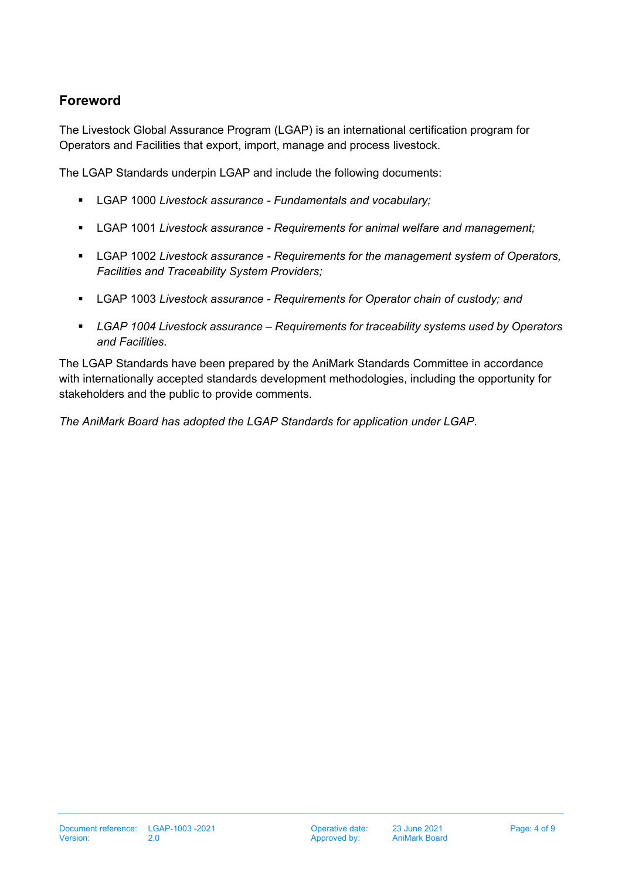## Foreword

The Livestock Global Assurance Program (LGAP) is an international certification program for Operators and Facilities that export, import, manage and process livestock.

The LGAP Standards underpin LGAP and include the following documents:

- LGAP 1000 *Livestock assurance - Fundamentals and vocabulary;*
- LGAP 1001 *Livestock assurance - Requirements for animal welfare and management;*
- LGAP 1002 *Livestock assurance - Requirements for the management system of Operators, Facilities and Traceability System Providers;*
- LGAP 1003 *Livestock assurance - Requirements for Operator chain of custody; and*
- *LGAP 1004 Livestock assurance – Requirements for traceability systems used by Operators and Facilities.*

The LGAP Standards have been prepared by the AniMark Standards Committee in accordance with internationally accepted standards development methodologies, including the opportunity for stakeholders and the public to provide comments.

*The AniMark Board has adopted the LGAP Standards for application under LGAP.*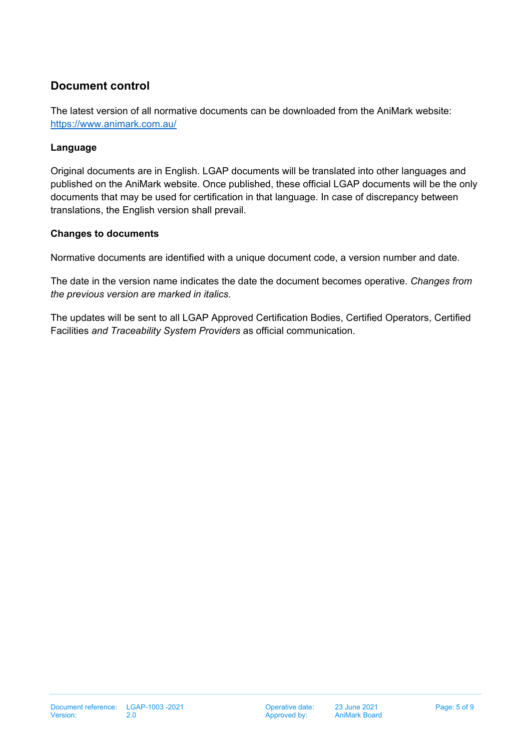## Document control

The latest version of all normative documents can be downloaded from the AniMark website: [https://www.animark.com.au/](https://www.animark.com.au/)

### Language

Original documents are in English. LGAP documents will be translated into other languages and published on the AniMark website. Once published, these official LGAP documents will be the only documents that may be used for certification in that language. In case of discrepancy between translations, the English version shall prevail.

### Changes to documents

Normative documents are identified with a unique document code, a version number and date.

The date in the version name indicates the date the document becomes operative. *Changes from the previous version are marked in italics.*

The updates will be sent to all LGAP Approved Certification Bodies, Certified Operators, Certified Facilities *and Traceability System Providers* as official communication.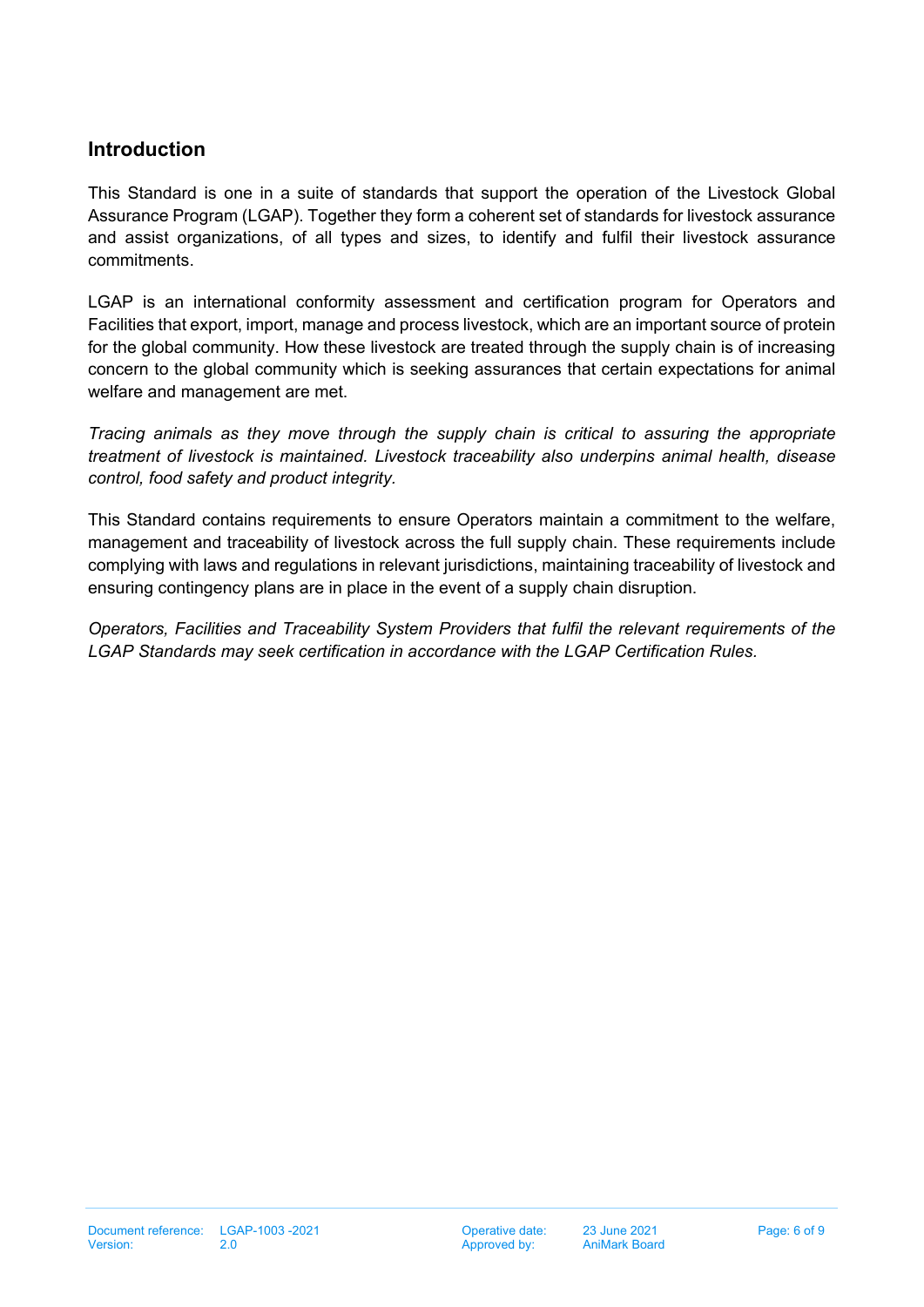## Introduction

This Standard is one in a suite of standards that support the operation of the Livestock Global Assurance Program (LGAP). Together they form a coherent set of standards for livestock assurance and assist organizations, of all types and sizes, to identify and fulfil their livestock assurance commitments.

LGAP is an international conformity assessment and certification program for Operators and Facilities that export, import, manage and process livestock, which are an important source of protein for the global community. How these livestock are treated through the supply chain is of increasing concern to the global community which is seeking assurances that certain expectations for animal welfare and management are met.

*Tracing animals as they move through the supply chain is critical to assuring the appropriate treatment of livestock is maintained. Livestock traceability also underpins animal health, disease control, food safety and product integrity.*

This Standard contains requirements to ensure Operators maintain a commitment to the welfare, management and traceability of livestock across the full supply chain. These requirements include complying with laws and regulations in relevant jurisdictions, maintaining traceability of livestock and ensuring contingency plans are in place in the event of a supply chain disruption.

*Operators, Facilities and Traceability System Providers that fulfil the relevant requirements of the LGAP Standards may seek certification in accordance with the LGAP Certification Rules.*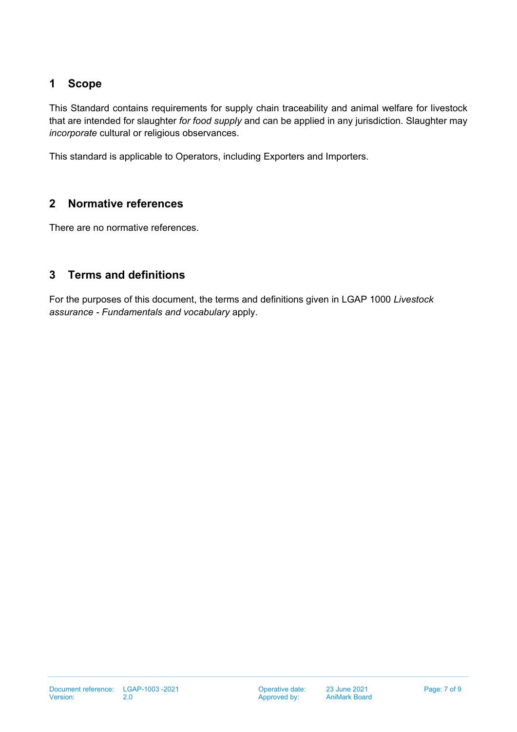# 1 Scope

This Standard contains requirements for supply chain traceability and animal welfare for livestock that are intended for slaughter *for food supply* and can be applied in any jurisdiction. Slaughter may *incorporate* cultural or religious observances.

This standard is applicable to Operators, including Exporters and Importers.

# 2 Normative references

There are no normative references.

# 3 Terms and definitions

For the purposes of this document, the terms and definitions given in LGAP 1000 *Livestock assurance - Fundamentals and vocabulary* apply.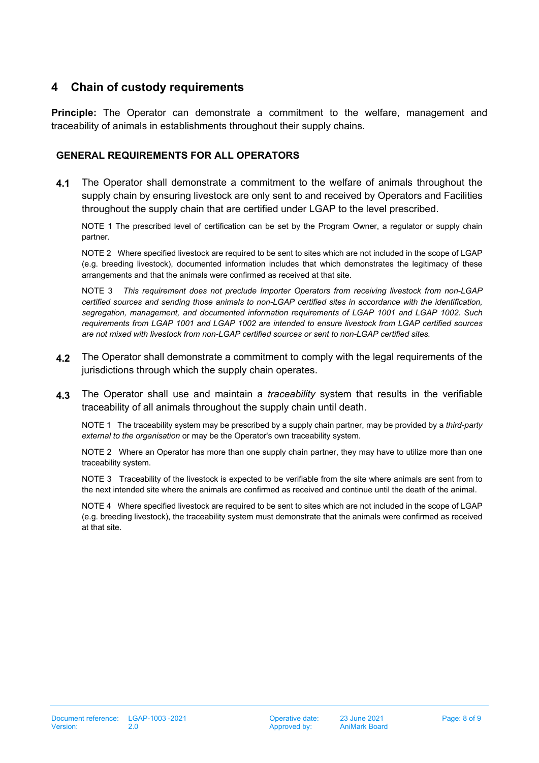# 4 Chain of custody requirements

**Principle:** The Operator can demonstrate a commitment to the welfare, management and traceability of animals in establishments throughout their supply chains.

### GENERAL REQUIREMENTS FOR ALL OPERATORS

**4.1** The Operator shall demonstrate a commitment to the welfare of animals throughout the supply chain by ensuring livestock are only sent to and received by Operators and Facilities throughout the supply chain that are certified under LGAP to the level prescribed.

NOTE 1 The prescribed level of certification can be set by the Program Owner, a regulator or supply chain partner.

NOTE 2 Where specified livestock are required to be sent to sites which are not included in the scope of LGAP (e.g. breeding livestock), documented information includes that which demonstrates the legitimacy of these arrangements and that the animals were confirmed as received at that site.

NOTE 3 *This requirement does not preclude Importer Operators from receiving livestock from non-LGAP certified sources and sending those animals to non-LGAP certified sites in accordance with the identification, segregation, management, and documented information requirements of LGAP 1001 and LGAP 1002. Such requirements from LGAP 1001 and LGAP 1002 are intended to ensure livestock from LGAP certified sources are not mixed with livestock from non-LGAP certified sources or sent to non-LGAP certified sites.*

**4.2** The Operator shall demonstrate a commitment to comply with the legal requirements of the jurisdictions through which the supply chain operates.

**4.3** The Operator shall use and maintain a *traceability* system that results in the verifiable traceability of all animals throughout the supply chain until death.

NOTE 1 The traceability system may be prescribed by a supply chain partner, may be provided by a *third-party external to the organisation* or may be the Operator's own traceability system.

NOTE 2 Where an Operator has more than one supply chain partner, they may have to utilize more than one traceability system.

NOTE 3 Traceability of the livestock is expected to be verifiable from the site where animals are sent from to the next intended site where the animals are confirmed as received and continue until the death of the animal.

NOTE 4 Where specified livestock are required to be sent to sites which are not included in the scope of LGAP (e.g. breeding livestock), the traceability system must demonstrate that the animals were confirmed as received at that site.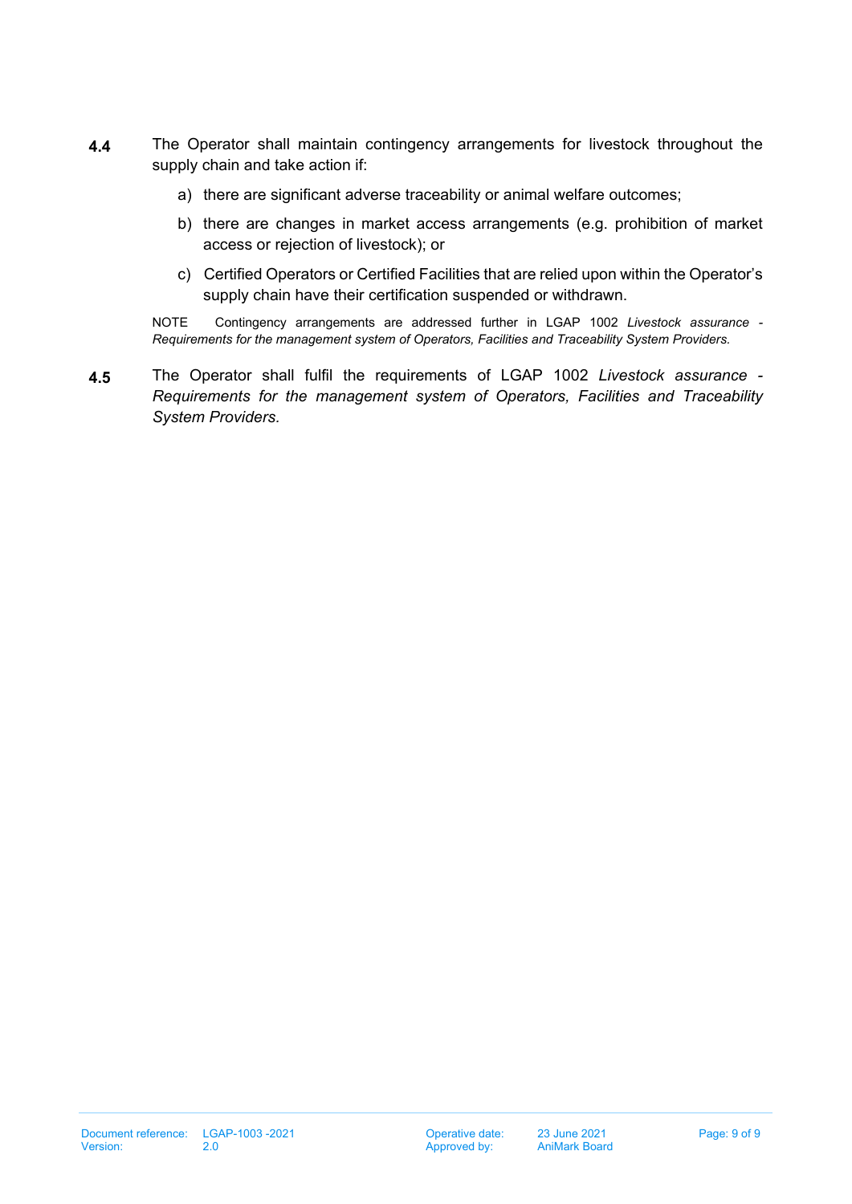**4.4** The Operator shall maintain contingency arrangements for livestock throughout the supply chain and take action if:

a) there are significant adverse traceability or animal welfare outcomes;

b) there are changes in market access arrangements (e.g. prohibition of market access or rejection of livestock); or

c) Certified Operators or Certified Facilities that are relied upon within the Operator's supply chain have their certification suspended or withdrawn.

NOTE Contingency arrangements are addressed further in LGAP 1002 *Livestock assurance - Requirements for the management system of Operators, Facilities and Traceability System Providers.*

**4.5** The Operator shall fulfil the requirements of LGAP 1002 *Livestock assurance - Requirements for the management system of Operators, Facilities and Traceability System Providers.*